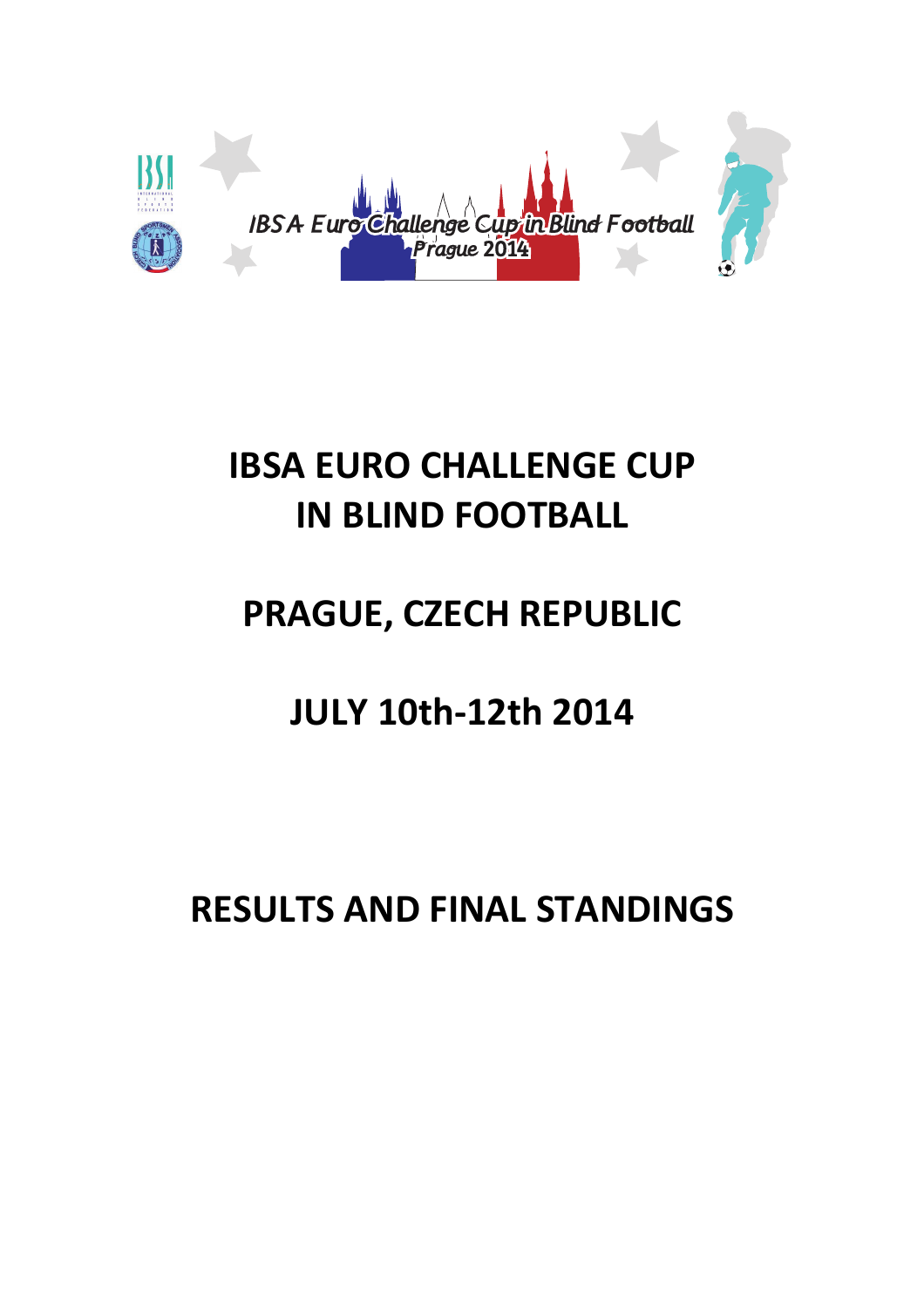IBSA Euro Challenge Cup in Blind Football
Prague 2014

# IBSA EURO CHALLENGE CUP IN BLIND FOOTBALL

# PRAGUE, CZECH REPUBLIC

# JULY 10th-12th 2014

# RESULTS AND FINAL STANDINGS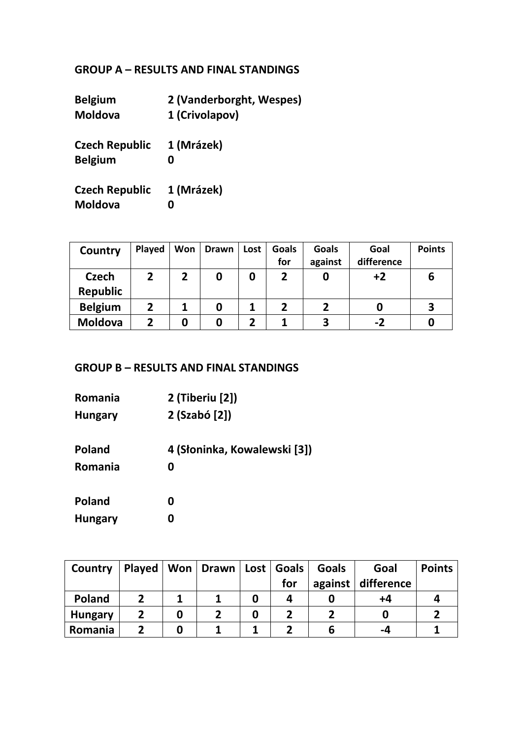## GROUP A – RESULTS AND FINAL STANDINGS

**Belgium** 2 (Vanderborght, Wespes)
**Moldova** 1 (Crivolapov)

**Czech Republic** 1 (Mrázek)
**Belgium** 0

**Czech Republic** 1 (Mrázek)
**Moldova** 0

| Country | Played | Won | Drawn | Lost | Goals for | Goals against | Goal difference | Points |
|---|---|---|---|---|---|---|---|---|
| Czech Republic | 2 | 2 | 0 | 0 | 2 | 0 | +2 | 6 |
| Belgium | 2 | 1 | 0 | 1 | 2 | 2 | 0 | 3 |
| Moldova | 2 | 0 | 0 | 2 | 1 | 3 | -2 | 0 |

## GROUP B – RESULTS AND FINAL STANDINGS

**Romania** 2 (Tiberiu [2])
**Hungary** 2 (Szabó [2])

**Poland** 4 (Słoninka, Kowalewski [3])
**Romania** 0

**Poland** 0
**Hungary** 0

| Country | Played | Won | Drawn | Lost | Goals for | Goals against | Goal difference | Points |
|---|---|---|---|---|---|---|---|---|
| Poland | 2 | 1 | 1 | 0 | 4 | 0 | +4 | 4 |
| Hungary | 2 | 0 | 2 | 0 | 2 | 2 | 0 | 2 |
| Romania | 2 | 0 | 1 | 1 | 2 | 6 | -4 | 1 |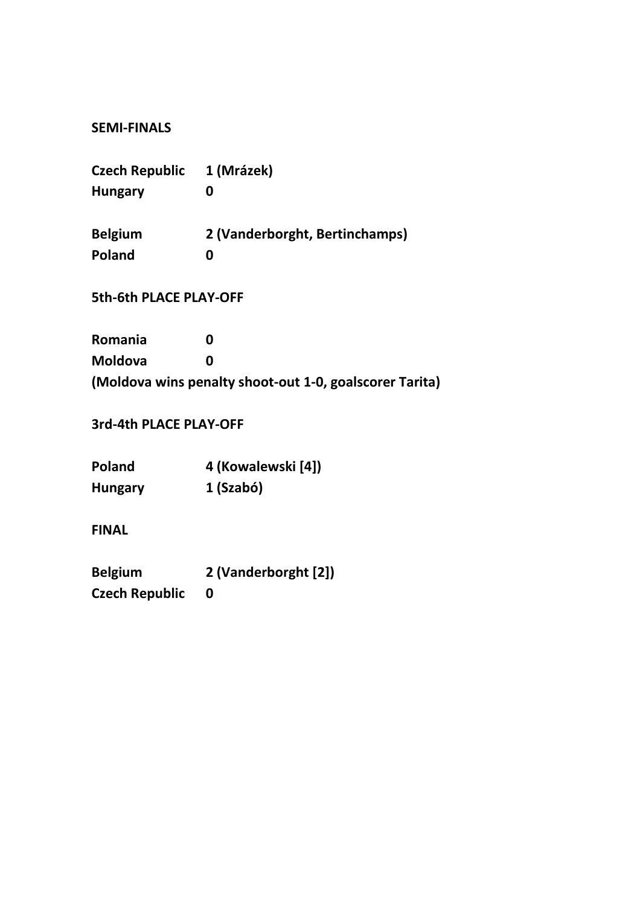**SEMI-FINALS**

| | |
|---|---|
| **Czech Republic** | **1 (Mrázek)** |
| **Hungary** | **0** |

| | |
|---|---|
| **Belgium** | **2 (Vanderborght, Bertinchamps)** |
| **Poland** | **0** |

**5th-6th PLACE PLAY-OFF**

| | |
|---|---|
| **Romania** | **0** |
| **Moldova** | **0** |

**(Moldova wins penalty shoot-out 1-0, goalscorer Tarita)**

**3rd-4th PLACE PLAY-OFF**

| | |
|---|---|
| **Poland** | **4 (Kowalewski [4])** |
| **Hungary** | **1 (Szabó)** |

**FINAL**

| | |
|---|---|
| **Belgium** | **2 (Vanderborght [2])** |
| **Czech Republic** | **0** |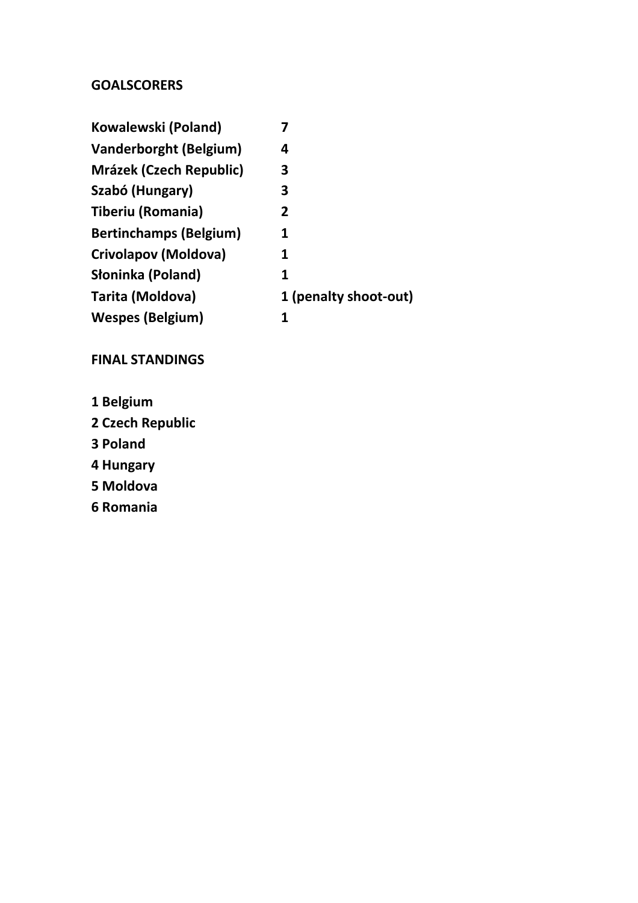**GOALSCORERS**

| | |
|---|---|
| **Kowalewski (Poland)** | **7** |
| **Vanderborght (Belgium)** | **4** |
| **Mrázek (Czech Republic)** | **3** |
| **Szabó (Hungary)** | **3** |
| **Tiberiu (Romania)** | **2** |
| **Bertinchamps (Belgium)** | **1** |
| **Crivolapov (Moldova)** | **1** |
| **Słoninka (Poland)** | **1** |
| **Tarita (Moldova)** | **1 (penalty shoot-out)** |
| **Wespes (Belgium)** | **1** |

**FINAL STANDINGS**

**1 Belgium**
**2 Czech Republic**
**3 Poland**
**4 Hungary**
**5 Moldova**
**6 Romania**